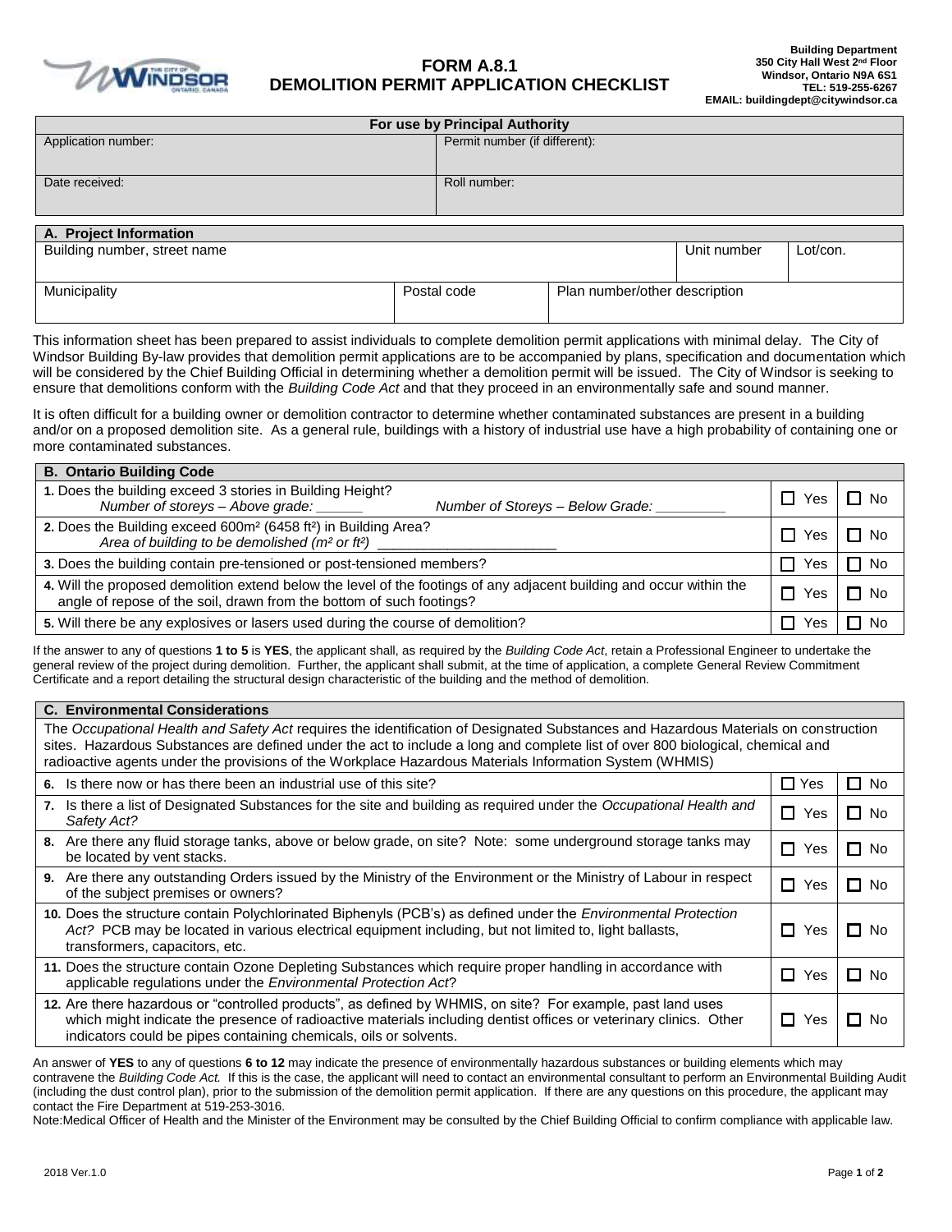# FORM A.8.1
# DEMOLITION PERMIT APPLICATION CHECKLIST

**Building Department**
**350 City Hall West 2nd Floor**
**Windsor, Ontario N9A 6S1**
**TEL: 519-255-6267**
**EMAIL: buildingdept@citywindsor.ca**

| For use by Principal Authority | |
|---|---|
| Application number: | Permit number (if different): |
| Date received: | Roll number: |

| A. Project Information | | | |
|---|---|---|---|
| Building number, street name | | Unit number | Lot/con. |
| Municipality | Postal code | Plan number/other description | |

This information sheet has been prepared to assist individuals to complete demolition permit applications with minimal delay. The City of Windsor Building By-law provides that demolition permit applications are to be accompanied by plans, specification and documentation which will be considered by the Chief Building Official in determining whether a demolition permit will be issued. The City of Windsor is seeking to ensure that demolitions conform with the *Building Code Act* and that they proceed in an environmentally safe and sound manner.

It is often difficult for a building owner or demolition contractor to determine whether contaminated substances are present in a building and/or on a proposed demolition site. As a general rule, buildings with a history of industrial use have a high probability of containing one or more contaminated substances.

| B. Ontario Building Code | | |
|---|---|---|
| **1.** Does the building exceed 3 stories in Building Height? *Number of storeys – Above grade: ______ Number of Storeys – Below Grade: ________* | ☐ Yes | ☐ No |
| **2.** Does the Building exceed 600m² (6458 ft²) in Building Area? *Area of building to be demolished (m² or ft²) ______________________* | ☐ Yes | ☐ No |
| **3.** Does the building contain pre-tensioned or post-tensioned members? | ☐ Yes | ☐ No |
| **4.** Will the proposed demolition extend below the level of the footings of any adjacent building and occur within the angle of repose of the soil, drawn from the bottom of such footings? | ☐ Yes | ☐ No |
| **5.** Will there be any explosives or lasers used during the course of demolition? | ☐ Yes | ☐ No |

If the answer to any of questions **1 to 5** is **YES**, the applicant shall, as required by the *Building Code Act*, retain a Professional Engineer to undertake the general review of the project during demolition. Further, the applicant shall submit, at the time of application, a complete General Review Commitment Certificate and a report detailing the structural design characteristic of the building and the method of demolition.

| C. Environmental Considerations | | |
|---|---|---|
| The *Occupational Health and Safety Act* requires the identification of Designated Substances and Hazardous Materials on construction sites. Hazardous Substances are defined under the act to include a long and complete list of over 800 biological, chemical and radioactive agents under the provisions of the Workplace Hazardous Materials Information System (WHMIS) | | |
| **6.** Is there now or has there been an industrial use of this site? | ☐ Yes | ☐ No |
| **7.** Is there a list of Designated Substances for the site and building as required under the *Occupational Health and Safety Act?* | ☐ Yes | ☐ No |
| **8.** Are there any fluid storage tanks, above or below grade, on site? Note: some underground storage tanks may be located by vent stacks. | ☐ Yes | ☐ No |
| **9.** Are there any outstanding Orders issued by the Ministry of the Environment or the Ministry of Labour in respect of the subject premises or owners? | ☐ Yes | ☐ No |
| **10.** Does the structure contain Polychlorinated Biphenyls (PCB's) as defined under the *Environmental Protection Act?* PCB may be located in various electrical equipment including, but not limited to, light ballasts, transformers, capacitors, etc. | ☐ Yes | ☐ No |
| **11.** Does the structure contain Ozone Depleting Substances which require proper handling in accordance with applicable regulations under the *Environmental Protection Act*? | ☐ Yes | ☐ No |
| **12.** Are there hazardous or "controlled products", as defined by WHMIS, on site? For example, past land uses which might indicate the presence of radioactive materials including dentist offices or veterinary clinics. Other indicators could be pipes containing chemicals, oils or solvents. | ☐ Yes | ☐ No |

An answer of **YES** to any of questions **6 to 12** may indicate the presence of environmentally hazardous substances or building elements which may contravene the *Building Code Act.* If this is the case, the applicant will need to contact an environmental consultant to perform an Environmental Building Audit (including the dust control plan), prior to the submission of the demolition permit application. If there are any questions on this procedure, the applicant may contact the Fire Department at 519-253-3016.

Note:Medical Officer of Health and the Minister of the Environment may be consulted by the Chief Building Official to confirm compliance with applicable law.

2018 Ver.1.0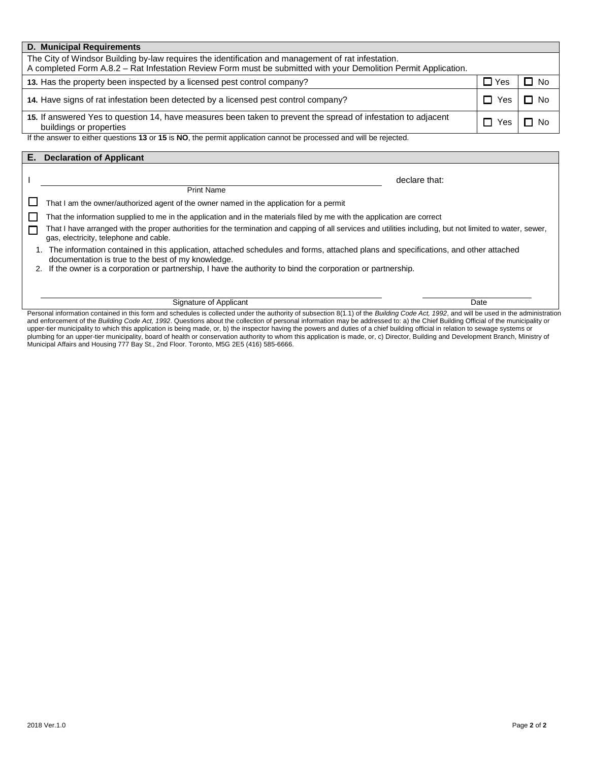## D. Municipal Requirements

The City of Windsor Building by-law requires the identification and management of rat infestation.
A completed Form A.8.2 – Rat Infestation Review Form must be submitted with your Demolition Permit Application.

| | | |
|---|---|---|
| **13.** Has the property been inspected by a licensed pest control company? | ☐ Yes | ☐ No |
| **14.** Have signs of rat infestation been detected by a licensed pest control company? | ☐ Yes | ☐ No |
| **15.** If answered Yes to question 14, have measures been taken to prevent the spread of infestation to adjacent buildings or properties | ☐ Yes | ☐ No |

If the answer to either questions **13** or **15** is **NO**, the permit application cannot be processed and will be rejected.

## E. Declaration of Applicant

I \_\_\_\_\_\_\_\_\_\_\_\_\_\_\_\_\_\_\_\_\_\_\_\_\_\_\_\_\_\_\_\_\_\_\_\_\_\_\_\_ declare that:
Print Name

☐ That I am the owner/authorized agent of the owner named in the application for a permit

☐ That the information supplied to me in the application and in the materials filed by me with the application are correct

☐ That I have arranged with the proper authorities for the termination and capping of all services and utilities including, but not limited to water, sewer, gas, electricity, telephone and cable.

1. The information contained in this application, attached schedules and forms, attached plans and specifications, and other attached documentation is true to the best of my knowledge.
2. If the owner is a corporation or partnership, I have the authority to bind the corporation or partnership.

\_\_\_\_\_\_\_\_\_\_\_\_\_\_\_\_\_\_\_\_\_\_\_\_\_\_\_\_\_\_\_\_\_\_\_\_\_\_\_\_ \_\_\_\_\_\_\_\_\_\_\_\_\_\_\_\_\_\_\_\_
Signature of Applicant Date

Personal information contained in this form and schedules is collected under the authority of subsection 8(1.1) of the *Building Code Act, 1992*, and will be used in the administration and enforcement of the *Building Code Act, 1992*. Questions about the collection of personal information may be addressed to: a) the Chief Building Official of the municipality or upper-tier municipality to which this application is being made, or, b) the inspector having the powers and duties of a chief building official in relation to sewage systems or plumbing for an upper-tier municipality, board of health or conservation authority to whom this application is made, or, c) Director, Building and Development Branch, Ministry of Municipal Affairs and Housing 777 Bay St., 2nd Floor. Toronto, M5G 2E5 (416) 585-6666.

2018 Ver.1.0